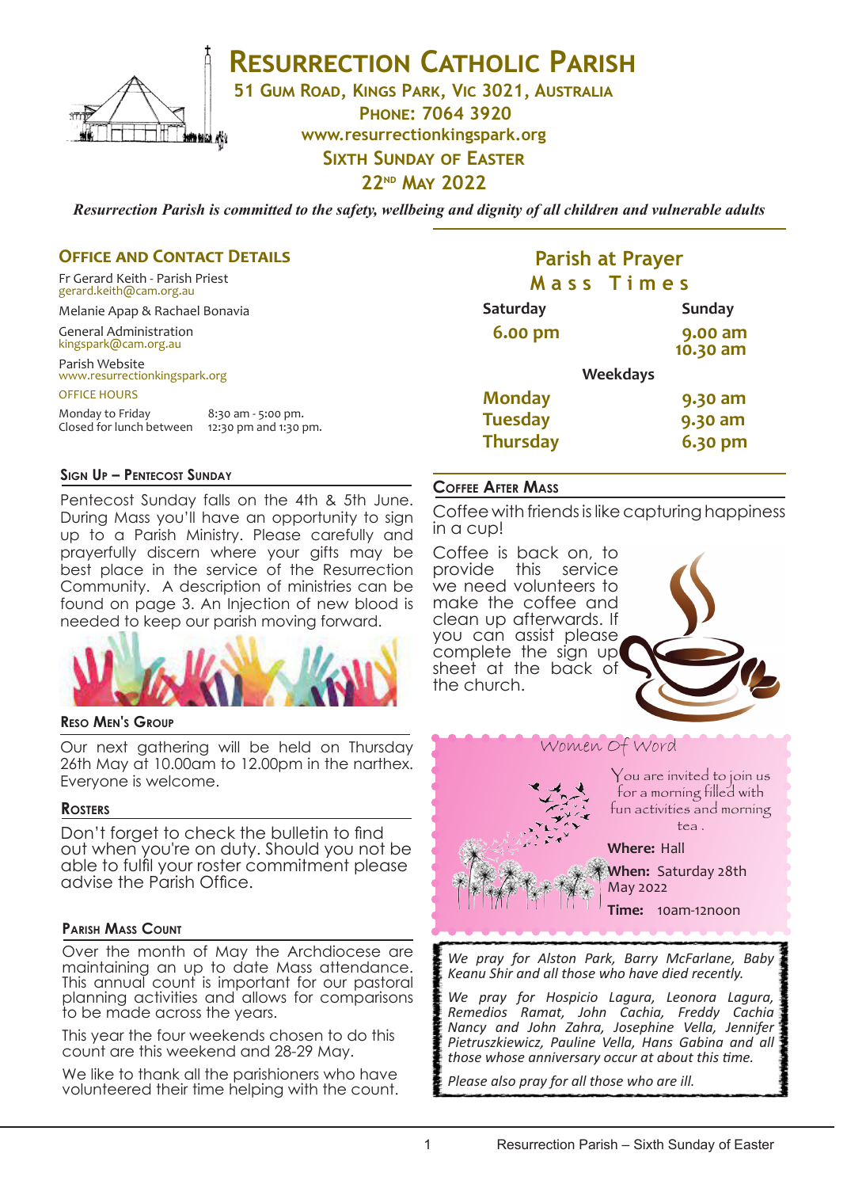# Resurrection Catholic Parish

**51 Gum Road, Kings Park, Vic 3021, Australia**

**Phone: 7064 3920**

**www.resurrectionkingspark.org**

**Sixth Sunday of Easter**

**22nd May 2022**

*Resurrection Parish is committed to the safety, wellbeing and dignity of all children and vulnerable adults*

## Office and Contact Details

Fr Gerard Keith - Parish Priest
gerard.keith@cam.org.au

Melanie Apap & Rachael Bonavia

General Administration
kingspark@cam.org.au

Parish Website
www.resurrectionkingspark.org

OFFICE HOURS

| | |
|---|---|
| Monday to Friday | 8:30 am - 5:00 pm. |
| Closed for lunch between | 12:30 pm and 1:30 pm. |

### Sign Up – Pentecost Sunday

Pentecost Sunday falls on the 4th & 5th June. During Mass you'll have an opportunity to sign up to a Parish Ministry. Please carefully and prayerfully discern where your gifts may be best place in the service of the Resurrection Community. A description of ministries can be found on page 3. An Injection of new blood is needed to keep our parish moving forward.

### Reso Men's Group

Our next gathering will be held on Thursday 26th May at 10.00am to 12.00pm in the narthex. Everyone is welcome.

### Rosters

Don't forget to check the bulletin to find out when you're on duty. Should you not be able to fulfil your roster commitment please advise the Parish Office.

### Parish Mass Count

Over the month of May the Archdiocese are maintaining an up to date Mass attendance. This annual count is important for our pastoral planning activities and allows for comparisons to be made across the years.

This year the four weekends chosen to do this count are this weekend and 28-29 May.

We like to thank all the parishioners who have volunteered their time helping with the count.

## Parish at Prayer

**Mass Times**

| Saturday | Sunday |
|---|---|
| 6.00 pm | 9.00 am<br>10.30 am |

**Weekdays**

| | |
|---|---|
| Monday | 9.30 am |
| Tuesday | 9.30 am |
| Thursday | 6.30 pm |

### Coffee After Mass

Coffee with friends is like capturing happiness in a cup!

Coffee is back on, to provide this service we need volunteers to make the coffee and clean up afterwards. If you can assist please complete the sign up sheet at the back of the church.

### Women Of Word

You are invited to join us for a morning filled with fun activities and morning tea .

**Where:** Hall

**When:** Saturday 28th May 2022

**Time:** 10am-12noon

*We pray for Alston Park, Barry McFarlane, Baby Keanu Shir and all those who have died recently.*

*We pray for Hospicio Lagura, Leonora Lagura, Remedios Ramat, John Cachia, Freddy Cachia Nancy and John Zahra, Josephine Vella, Jennifer Pietruszkiewicz, Pauline Vella, Hans Gabina and all those whose anniversary occur at about this time.*

*Please also pray for all those who are ill.*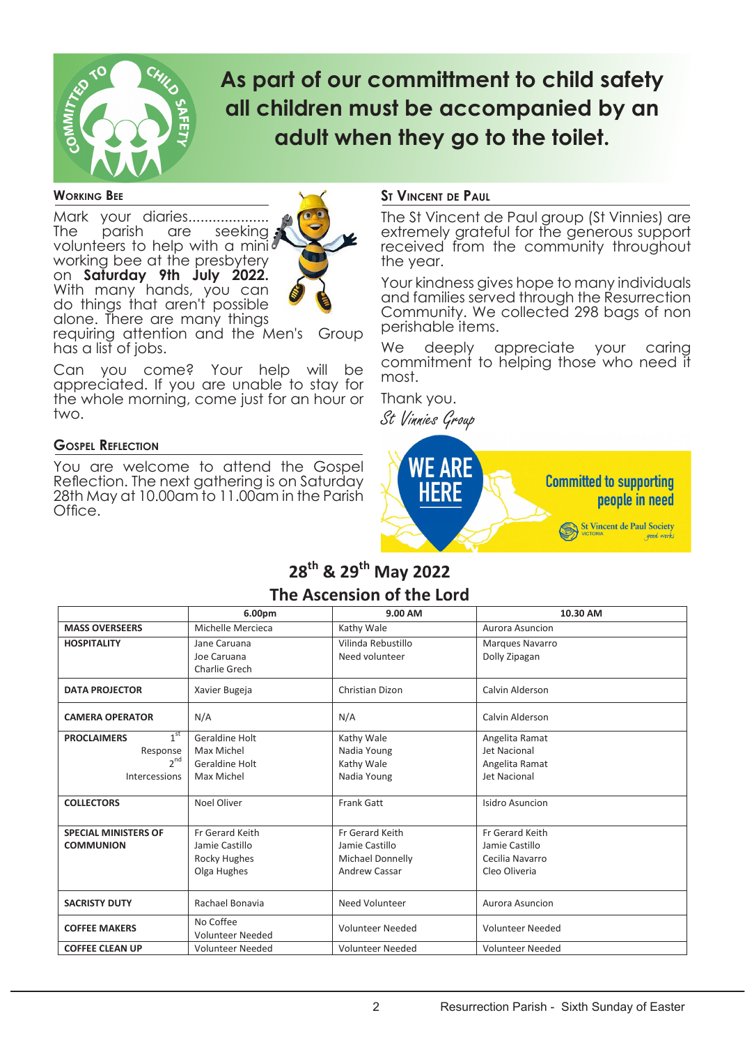**As part of our committment to child safety all children must be accompanied by an adult when they go to the toilet.**

## Working Bee

Mark your diaries.................... The parish are seeking volunteers to help with a mini working bee at the presbytery on **Saturday 9th July 2022.** With many hands, you can do things that aren't possible alone. There are many things requiring attention and the Men's Group has a list of jobs.

Can you come? Your help will be appreciated. If you are unable to stay for the whole morning, come just for an hour or two.

## Gospel Reflection

You are welcome to attend the Gospel Reflection. The next gathering is on Saturday 28th May at 10.00am to 11.00am in the Parish Office.

## St Vincent de Paul

The St Vincent de Paul group (St Vinnies) are extremely grateful for the generous support received from the community throughout the year.

Your kindness gives hope to many individuals and families served through the Resurrection Community. We collected 298 bags of non perishable items.

We deeply appreciate your caring commitment to helping those who need it most.

Thank you.

*St Vinnies Group*

WE ARE HERE — Committed to supporting people in need — St Vincent de Paul Society Victoria

## 28th & 29th May 2022
## The Ascension of the Lord

| | 6.00pm | 9.00 AM | 10.30 AM |
|---|---|---|---|
| **MASS OVERSEERS** | Michelle Mercieca | Kathy Wale | Aurora Asuncion |
| **HOSPITALITY** | Jane Caruana<br>Joe Caruana<br>Charlie Grech | Vilinda Rebustillo<br>Need volunteer | Marques Navarro<br>Dolly Zipagan |
| **DATA PROJECTOR** | Xavier Bugeja | Christian Dizon | Calvin Alderson |
| **CAMERA OPERATOR** | N/A | N/A | Calvin Alderson |
| **PROCLAIMERS** 1st<br>Response<br>2nd<br>Intercessions | Geraldine Holt<br>Max Michel<br>Geraldine Holt<br>Max Michel | Kathy Wale<br>Nadia Young<br>Kathy Wale<br>Nadia Young | Angelita Ramat<br>Jet Nacional<br>Angelita Ramat<br>Jet Nacional |
| **COLLECTORS** | Noel Oliver | Frank Gatt | Isidro Asuncion |
| **SPECIAL MINISTERS OF COMMUNION** | Fr Gerard Keith<br>Jamie Castillo<br>Rocky Hughes<br>Olga Hughes | Fr Gerard Keith<br>Jamie Castillo<br>Michael Donnelly<br>Andrew Cassar | Fr Gerard Keith<br>Jamie Castillo<br>Cecilia Navarro<br>Cleo Oliveria |
| **SACRISTY DUTY** | Rachael Bonavia | Need Volunteer | Aurora Asuncion |
| **COFFEE MAKERS** | No Coffee<br>Volunteer Needed | Volunteer Needed | Volunteer Needed |
| **COFFEE CLEAN UP** | Volunteer Needed | Volunteer Needed | Volunteer Needed |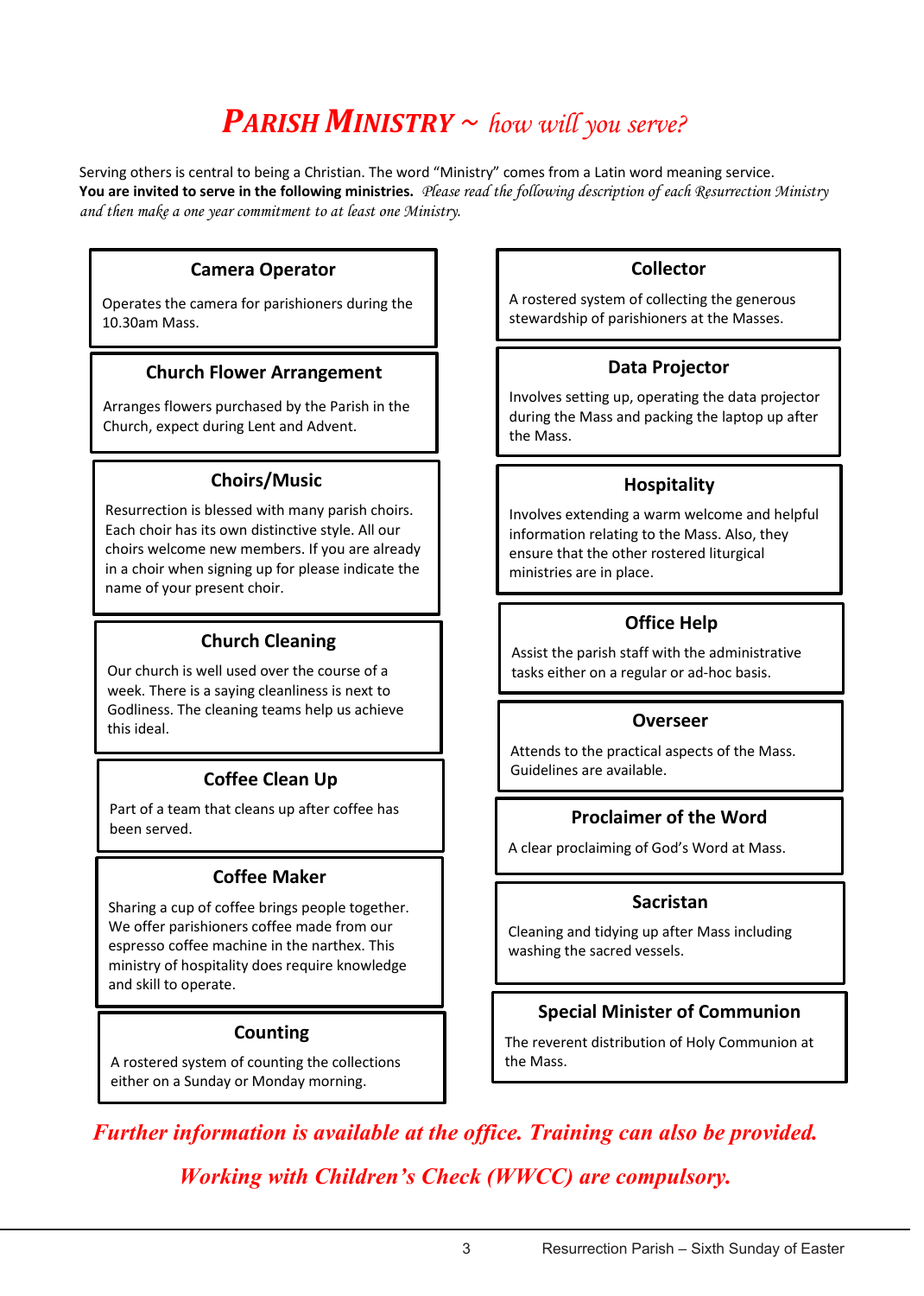# *PARISH MINISTRY ~ how will you serve?*

Serving others is central to being a Christian. The word “Ministry” comes from a Latin word meaning service.
**You are invited to serve in the following ministries.** *Please read the following description of each Resurrection Ministry and then make a one year commitment to at least one Ministry.*

### Camera Operator

Operates the camera for parishioners during the 10.30am Mass.

### Church Flower Arrangement

Arranges flowers purchased by the Parish in the Church, expect during Lent and Advent.

### Choirs/Music

Resurrection is blessed with many parish choirs. Each choir has its own distinctive style. All our choirs welcome new members. If you are already in a choir when signing up for please indicate the name of your present choir.

### Church Cleaning

Our church is well used over the course of a week. There is a saying cleanliness is next to Godliness. The cleaning teams help us achieve this ideal.

### Coffee Clean Up

Part of a team that cleans up after coffee has been served.

### Coffee Maker

Sharing a cup of coffee brings people together. We offer parishioners coffee made from our espresso coffee machine in the narthex. This ministry of hospitality does require knowledge and skill to operate.

### Counting

A rostered system of counting the collections either on a Sunday or Monday morning.

### Collector

A rostered system of collecting the generous stewardship of parishioners at the Masses.

### Data Projector

Involves setting up, operating the data projector during the Mass and packing the laptop up after the Mass.

### Hospitality

Involves extending a warm welcome and helpful information relating to the Mass. Also, they ensure that the other rostered liturgical ministries are in place.

### Office Help

Assist the parish staff with the administrative tasks either on a regular or ad-hoc basis.

### Overseer

Attends to the practical aspects of the Mass. Guidelines are available.

### Proclaimer of the Word

A clear proclaiming of God’s Word at Mass.

### Sacristan

Cleaning and tidying up after Mass including washing the sacred vessels.

### Special Minister of Communion

The reverent distribution of Holy Communion at the Mass.

***Further information is available at the office. Training can also be provided.***

***Working with Children’s Check (WWCC) are compulsory.***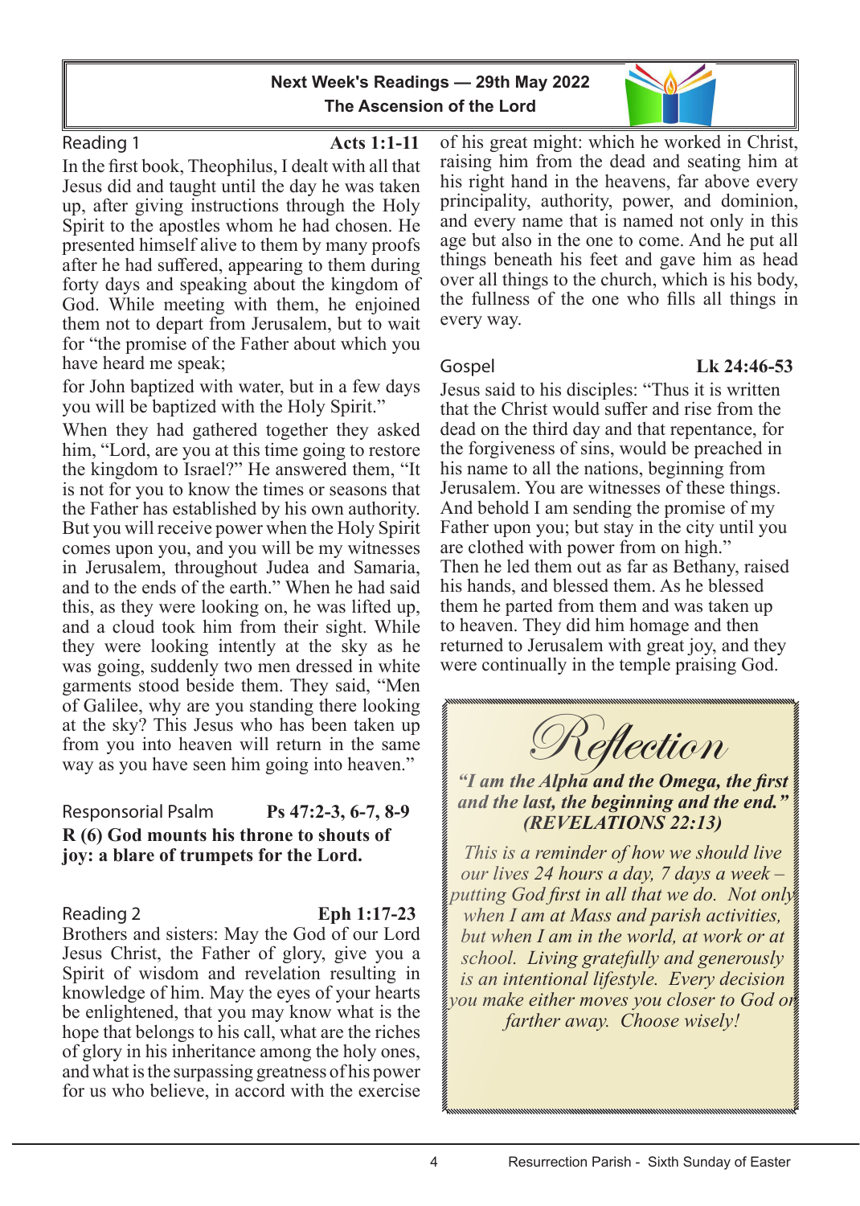## Next Week's Readings — 29th May 2022
### The Ascension of the Lord

**Reading 1** — **Acts 1:1-11**

In the first book, Theophilus, I dealt with all that Jesus did and taught until the day he was taken up, after giving instructions through the Holy Spirit to the apostles whom he had chosen. He presented himself alive to them by many proofs after he had suffered, appearing to them during forty days and speaking about the kingdom of God. While meeting with them, he enjoined them not to depart from Jerusalem, but to wait for "the promise of the Father about which you have heard me speak;

for John baptized with water, but in a few days you will be baptized with the Holy Spirit."

When they had gathered together they asked him, "Lord, are you at this time going to restore the kingdom to Israel?" He answered them, "It is not for you to know the times or seasons that the Father has established by his own authority. But you will receive power when the Holy Spirit comes upon you, and you will be my witnesses in Jerusalem, throughout Judea and Samaria, and to the ends of the earth." When he had said this, as they were looking on, he was lifted up, and a cloud took him from their sight. While they were looking intently at the sky as he was going, suddenly two men dressed in white garments stood beside them. They said, "Men of Galilee, why are you standing there looking at the sky? This Jesus who has been taken up from you into heaven will return in the same way as you have seen him going into heaven."

**Responsorial Psalm** — **Ps 47:2-3, 6-7, 8-9**

**R (6) God mounts his throne to shouts of joy: a blare of trumpets for the Lord.**

**Reading 2** — **Eph 1:17-23**

Brothers and sisters: May the God of our Lord Jesus Christ, the Father of glory, give you a Spirit of wisdom and revelation resulting in knowledge of him. May the eyes of your hearts be enlightened, that you may know what is the hope that belongs to his call, what are the riches of glory in his inheritance among the holy ones, and what is the surpassing greatness of his power for us who believe, in accord with the exercise of his great might: which he worked in Christ, raising him from the dead and seating him at his right hand in the heavens, far above every principality, authority, power, and dominion, and every name that is named not only in this age but also in the one to come. And he put all things beneath his feet and gave him as head over all things to the church, which is his body, the fullness of the one who fills all things in every way.

**Gospel** — **Lk 24:46-53**

Jesus said to his disciples: "Thus it is written that the Christ would suffer and rise from the dead on the third day and that repentance, for the forgiveness of sins, would be preached in his name to all the nations, beginning from Jerusalem. You are witnesses of these things. And behold I am sending the promise of my Father upon you; but stay in the city until you are clothed with power from on high."

Then he led them out as far as Bethany, raised his hands, and blessed them. As he blessed them he parted from them and was taken up to heaven. They did him homage and then returned to Jerusalem with great joy, and they were continually in the temple praising God.

## Reflection

***"I am the Alpha and the Omega, the first and the last, the beginning and the end." (REVELATIONS 22:13)***

*This is a reminder of how we should live our lives 24 hours a day, 7 days a week – putting God first in all that we do. Not only when I am at Mass and parish activities, but when I am in the world, at work or at school. Living gratefully and generously is an intentional lifestyle. Every decision you make either moves you closer to God or farther away. Choose wisely!*